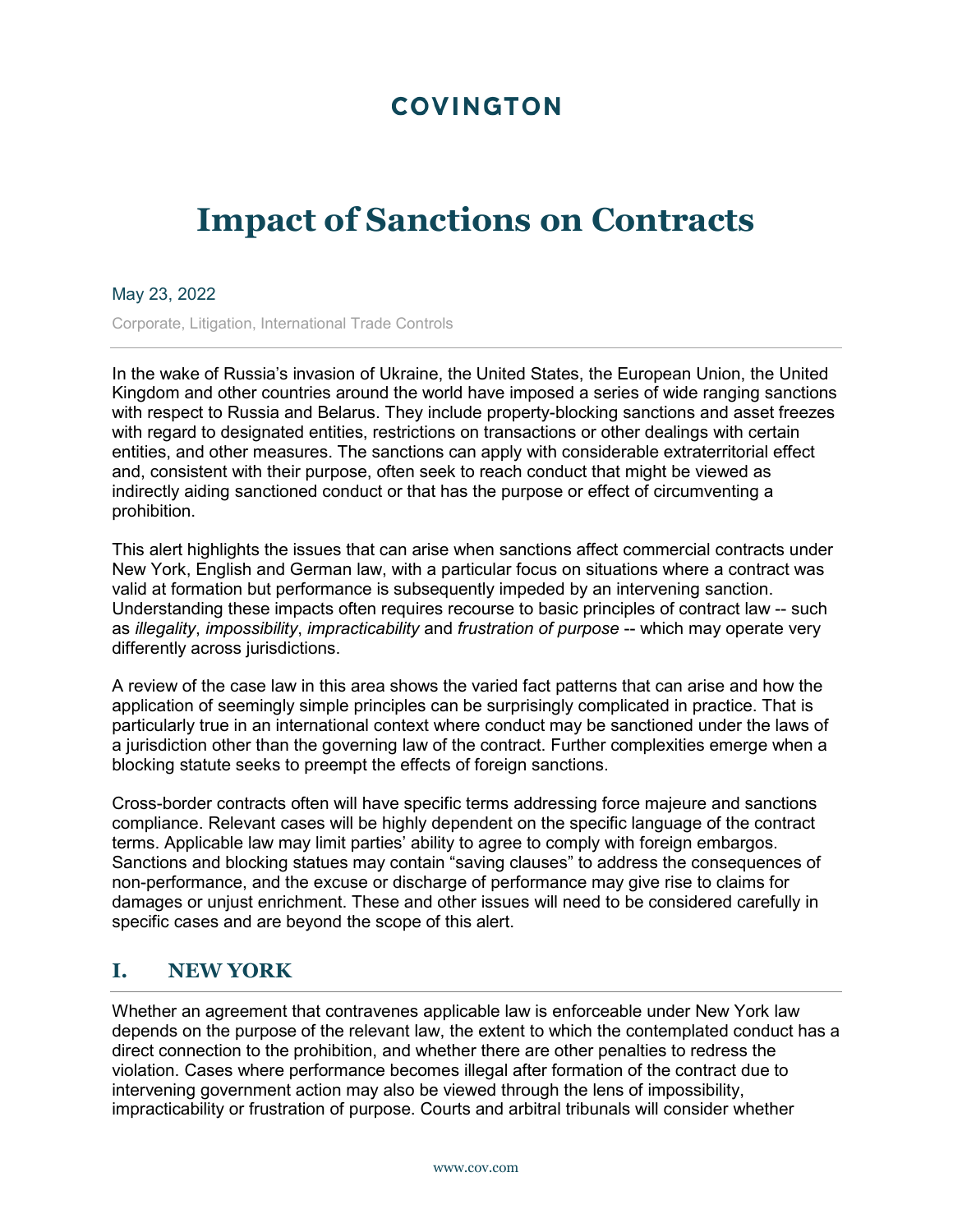COVINGTON

# Impact of Sanctions on Contracts

May 23, 2022

Corporate, Litigation, International Trade Controls

In the wake of Russia's invasion of Ukraine, the United States, the European Union, the United Kingdom and other countries around the world have imposed a series of wide ranging sanctions with respect to Russia and Belarus. They include property-blocking sanctions and asset freezes with regard to designated entities, restrictions on transactions or other dealings with certain entities, and other measures. The sanctions can apply with considerable extraterritorial effect and, consistent with their purpose, often seek to reach conduct that might be viewed as indirectly aiding sanctioned conduct or that has the purpose or effect of circumventing a prohibition.

This alert highlights the issues that can arise when sanctions affect commercial contracts under New York, English and German law, with a particular focus on situations where a contract was valid at formation but performance is subsequently impeded by an intervening sanction. Understanding these impacts often requires recourse to basic principles of contract law -- such as *illegality*, *impossibility*, *impracticability* and *frustration of purpose* -- which may operate very differently across jurisdictions.

A review of the case law in this area shows the varied fact patterns that can arise and how the application of seemingly simple principles can be surprisingly complicated in practice. That is particularly true in an international context where conduct may be sanctioned under the laws of a jurisdiction other than the governing law of the contract. Further complexities emerge when a blocking statute seeks to preempt the effects of foreign sanctions.

Cross-border contracts often will have specific terms addressing force majeure and sanctions compliance. Relevant cases will be highly dependent on the specific language of the contract terms. Applicable law may limit parties' ability to agree to comply with foreign embargos. Sanctions and blocking statues may contain "saving clauses" to address the consequences of non-performance, and the excuse or discharge of performance may give rise to claims for damages or unjust enrichment. These and other issues will need to be considered carefully in specific cases and are beyond the scope of this alert.

## I. NEW YORK

Whether an agreement that contravenes applicable law is enforceable under New York law depends on the purpose of the relevant law, the extent to which the contemplated conduct has a direct connection to the prohibition, and whether there are other penalties to redress the violation. Cases where performance becomes illegal after formation of the contract due to intervening government action may also be viewed through the lens of impossibility, impracticability or frustration of purpose. Courts and arbitral tribunals will consider whether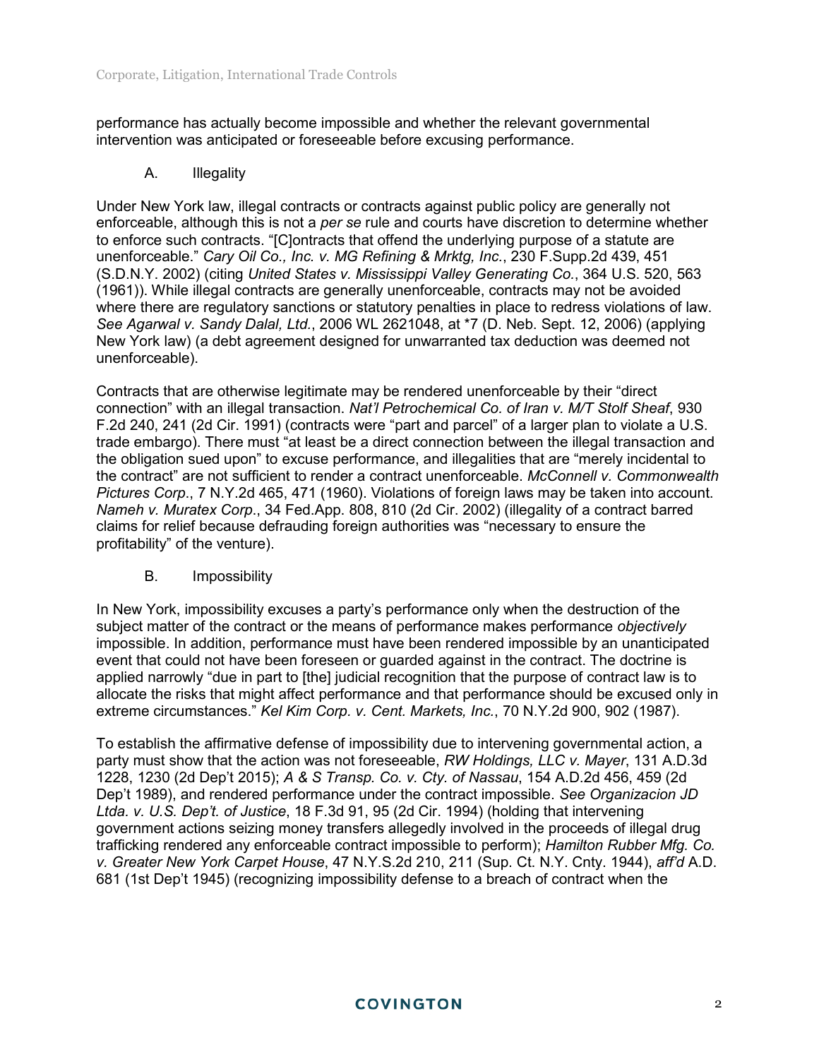performance has actually become impossible and whether the relevant governmental intervention was anticipated or foreseeable before excusing performance.

### A. Illegality

Under New York law, illegal contracts or contracts against public policy are generally not enforceable, although this is not a *per se* rule and courts have discretion to determine whether to enforce such contracts. "[C]ontracts that offend the underlying purpose of a statute are unenforceable." *Cary Oil Co., Inc. v. MG Refining & Mrktg, Inc.*, 230 F.Supp.2d 439, 451 (S.D.N.Y. 2002) (citing *United States v. Mississippi Valley Generating Co.*, 364 U.S. 520, 563 (1961)). While illegal contracts are generally unenforceable, contracts may not be avoided where there are regulatory sanctions or statutory penalties in place to redress violations of law. *See Agarwal v. Sandy Dalal, Ltd.*, 2006 WL 2621048, at *7 (D. Neb. Sept. 12, 2006) (applying New York law) (a debt agreement designed for unwarranted tax deduction was deemed not unenforceable).

Contracts that are otherwise legitimate may be rendered unenforceable by their "direct connection" with an illegal transaction. *Nat'l Petrochemical Co. of Iran v. M/T Stolf Sheaf*, 930 F.2d 240, 241 (2d Cir. 1991) (contracts were "part and parcel" of a larger plan to violate a U.S. trade embargo). There must "at least be a direct connection between the illegal transaction and the obligation sued upon" to excuse performance, and illegalities that are "merely incidental to the contract" are not sufficient to render a contract unenforceable. *McConnell v. Commonwealth Pictures Corp*., 7 N.Y.2d 465, 471 (1960). Violations of foreign laws may be taken into account. *Nameh v. Muratex Corp*., 34 Fed.App. 808, 810 (2d Cir. 2002) (illegality of a contract barred claims for relief because defrauding foreign authorities was "necessary to ensure the profitability" of the venture).

### B. Impossibility

In New York, impossibility excuses a party's performance only when the destruction of the subject matter of the contract or the means of performance makes performance *objectively* impossible. In addition, performance must have been rendered impossible by an unanticipated event that could not have been foreseen or guarded against in the contract. The doctrine is applied narrowly "due in part to [the] judicial recognition that the purpose of contract law is to allocate the risks that might affect performance and that performance should be excused only in extreme circumstances." *Kel Kim Corp. v. Cent. Markets, Inc.*, 70 N.Y.2d 900, 902 (1987).

To establish the affirmative defense of impossibility due to intervening governmental action, a party must show that the action was not foreseeable, *RW Holdings, LLC v. Mayer*, 131 A.D.3d 1228, 1230 (2d Dep't 2015); *A & S Transp. Co. v. Cty. of Nassau*, 154 A.D.2d 456, 459 (2d Dep't 1989), and rendered performance under the contract impossible. *See Organizacion JD Ltda. v. U.S. Dep't. of Justice*, 18 F.3d 91, 95 (2d Cir. 1994) (holding that intervening government actions seizing money transfers allegedly involved in the proceeds of illegal drug trafficking rendered any enforceable contract impossible to perform); *Hamilton Rubber Mfg. Co. v. Greater New York Carpet House*, 47 N.Y.S.2d 210, 211 (Sup. Ct. N.Y. Cnty. 1944), *aff'd* A.D. 681 (1st Dep't 1945) (recognizing impossibility defense to a breach of contract when the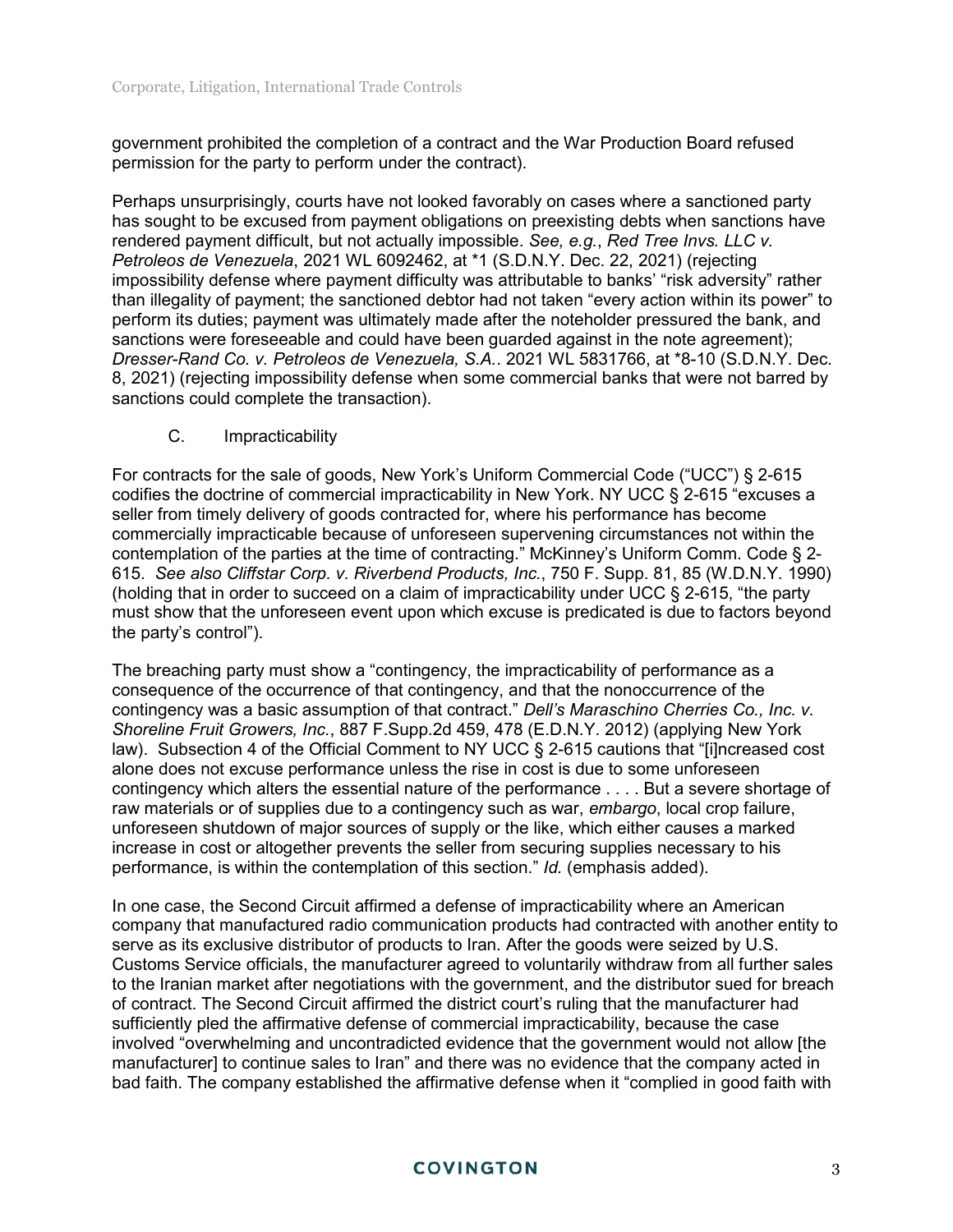government prohibited the completion of a contract and the War Production Board refused permission for the party to perform under the contract).

Perhaps unsurprisingly, courts have not looked favorably on cases where a sanctioned party has sought to be excused from payment obligations on preexisting debts when sanctions have rendered payment difficult, but not actually impossible. *See, e.g.*, *Red Tree Invs. LLC v. Petroleos de Venezuela*, 2021 WL 6092462, at *1 (S.D.N.Y. Dec. 22, 2021) (rejecting impossibility defense where payment difficulty was attributable to banks' "risk adversity" rather than illegality of payment; the sanctioned debtor had not taken "every action within its power" to perform its duties; payment was ultimately made after the noteholder pressured the bank, and sanctions were foreseeable and could have been guarded against in the note agreement); *Dresser-Rand Co. v. Petroleos de Venezuela, S.A.*. 2021 WL 5831766, at *8-10 (S.D.N.Y. Dec. 8, 2021) (rejecting impossibility defense when some commercial banks that were not barred by sanctions could complete the transaction).

### C. Impracticability

For contracts for the sale of goods, New York's Uniform Commercial Code ("UCC") § 2-615 codifies the doctrine of commercial impracticability in New York. NY UCC § 2-615 "excuses a seller from timely delivery of goods contracted for, where his performance has become commercially impracticable because of unforeseen supervening circumstances not within the contemplation of the parties at the time of contracting." McKinney's Uniform Comm. Code § 2-615. *See also Cliffstar Corp. v. Riverbend Products, Inc.*, 750 F. Supp. 81, 85 (W.D.N.Y. 1990) (holding that in order to succeed on a claim of impracticability under UCC § 2-615, "the party must show that the unforeseen event upon which excuse is predicated is due to factors beyond the party's control").

The breaching party must show a "contingency, the impracticability of performance as a consequence of the occurrence of that contingency, and that the nonoccurrence of the contingency was a basic assumption of that contract." *Dell's Maraschino Cherries Co., Inc. v. Shoreline Fruit Growers, Inc.*, 887 F.Supp.2d 459, 478 (E.D.N.Y. 2012) (applying New York law). Subsection 4 of the Official Comment to NY UCC § 2-615 cautions that "[i]ncreased cost alone does not excuse performance unless the rise in cost is due to some unforeseen contingency which alters the essential nature of the performance . . . . But a severe shortage of raw materials or of supplies due to a contingency such as war, *embargo*, local crop failure, unforeseen shutdown of major sources of supply or the like, which either causes a marked increase in cost or altogether prevents the seller from securing supplies necessary to his performance, is within the contemplation of this section." *Id.* (emphasis added).

In one case, the Second Circuit affirmed a defense of impracticability where an American company that manufactured radio communication products had contracted with another entity to serve as its exclusive distributor of products to Iran. After the goods were seized by U.S. Customs Service officials, the manufacturer agreed to voluntarily withdraw from all further sales to the Iranian market after negotiations with the government, and the distributor sued for breach of contract. The Second Circuit affirmed the district court's ruling that the manufacturer had sufficiently pled the affirmative defense of commercial impracticability, because the case involved "overwhelming and uncontradicted evidence that the government would not allow [the manufacturer] to continue sales to Iran" and there was no evidence that the company acted in bad faith. The company established the affirmative defense when it "complied in good faith with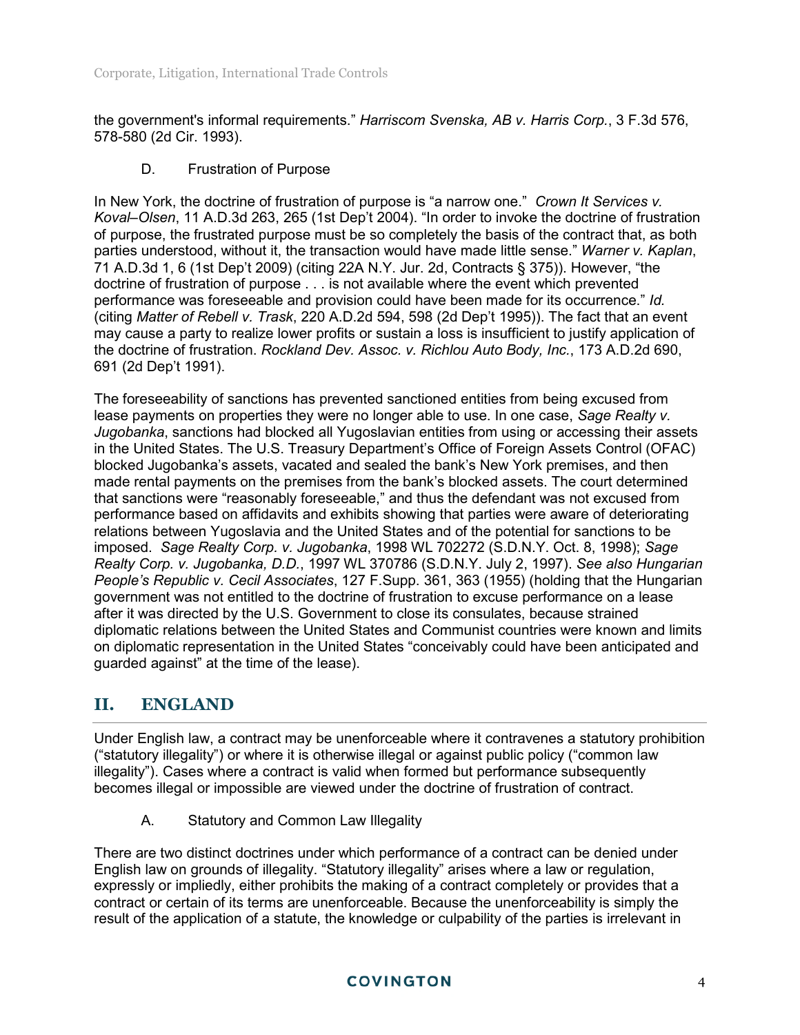the government's informal requirements." *Harriscom Svenska, AB v. Harris Corp.*, 3 F.3d 576, 578-580 (2d Cir. 1993).

### D. Frustration of Purpose

In New York, the doctrine of frustration of purpose is "a narrow one." *Crown It Services v. Koval–Olsen*, 11 A.D.3d 263, 265 (1st Dep't 2004). "In order to invoke the doctrine of frustration of purpose, the frustrated purpose must be so completely the basis of the contract that, as both parties understood, without it, the transaction would have made little sense." *Warner v. Kaplan*, 71 A.D.3d 1, 6 (1st Dep't 2009) (citing 22A N.Y. Jur. 2d, Contracts § 375)). However, "the doctrine of frustration of purpose . . . is not available where the event which prevented performance was foreseeable and provision could have been made for its occurrence." *Id.* (citing *Matter of Rebell v. Trask*, 220 A.D.2d 594, 598 (2d Dep't 1995)). The fact that an event may cause a party to realize lower profits or sustain a loss is insufficient to justify application of the doctrine of frustration. *Rockland Dev. Assoc. v. Richlou Auto Body, Inc.*, 173 A.D.2d 690, 691 (2d Dep't 1991).

The foreseeability of sanctions has prevented sanctioned entities from being excused from lease payments on properties they were no longer able to use. In one case, *Sage Realty v. Jugobanka*, sanctions had blocked all Yugoslavian entities from using or accessing their assets in the United States. The U.S. Treasury Department's Office of Foreign Assets Control (OFAC) blocked Jugobanka's assets, vacated and sealed the bank's New York premises, and then made rental payments on the premises from the bank's blocked assets. The court determined that sanctions were "reasonably foreseeable," and thus the defendant was not excused from performance based on affidavits and exhibits showing that parties were aware of deteriorating relations between Yugoslavia and the United States and of the potential for sanctions to be imposed. *Sage Realty Corp. v. Jugobanka*, 1998 WL 702272 (S.D.N.Y. Oct. 8, 1998); *Sage Realty Corp. v. Jugobanka, D.D.*, 1997 WL 370786 (S.D.N.Y. July 2, 1997). *See also Hungarian People's Republic v. Cecil Associates*, 127 F.Supp. 361, 363 (1955) (holding that the Hungarian government was not entitled to the doctrine of frustration to excuse performance on a lease after it was directed by the U.S. Government to close its consulates, because strained diplomatic relations between the United States and Communist countries were known and limits on diplomatic representation in the United States "conceivably could have been anticipated and guarded against" at the time of the lease).

## II. ENGLAND

Under English law, a contract may be unenforceable where it contravenes a statutory prohibition ("statutory illegality") or where it is otherwise illegal or against public policy ("common law illegality"). Cases where a contract is valid when formed but performance subsequently becomes illegal or impossible are viewed under the doctrine of frustration of contract.

### A. Statutory and Common Law Illegality

There are two distinct doctrines under which performance of a contract can be denied under English law on grounds of illegality. "Statutory illegality" arises where a law or regulation, expressly or impliedly, either prohibits the making of a contract completely or provides that a contract or certain of its terms are unenforceable. Because the unenforceability is simply the result of the application of a statute, the knowledge or culpability of the parties is irrelevant in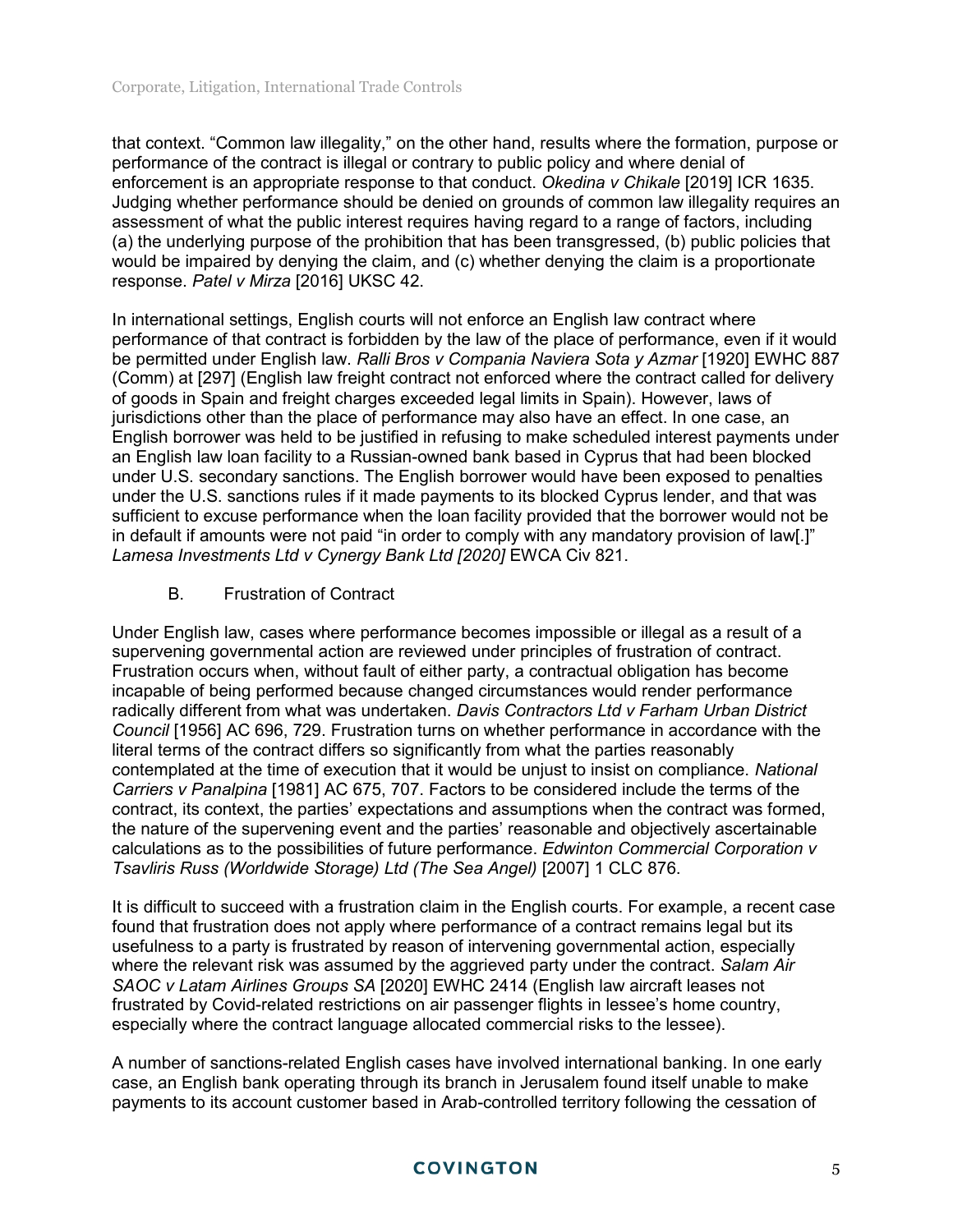that context. "Common law illegality," on the other hand, results where the formation, purpose or performance of the contract is illegal or contrary to public policy and where denial of enforcement is an appropriate response to that conduct. *Okedina v Chikale* [2019] ICR 1635. Judging whether performance should be denied on grounds of common law illegality requires an assessment of what the public interest requires having regard to a range of factors, including (a) the underlying purpose of the prohibition that has been transgressed, (b) public policies that would be impaired by denying the claim, and (c) whether denying the claim is a proportionate response. *Patel v Mirza* [2016] UKSC 42.

In international settings, English courts will not enforce an English law contract where performance of that contract is forbidden by the law of the place of performance, even if it would be permitted under English law. *Ralli Bros v Compania Naviera Sota y Azmar* [1920] EWHC 887 (Comm) at [297] (English law freight contract not enforced where the contract called for delivery of goods in Spain and freight charges exceeded legal limits in Spain). However, laws of jurisdictions other than the place of performance may also have an effect. In one case, an English borrower was held to be justified in refusing to make scheduled interest payments under an English law loan facility to a Russian-owned bank based in Cyprus that had been blocked under U.S. secondary sanctions. The English borrower would have been exposed to penalties under the U.S. sanctions rules if it made payments to its blocked Cyprus lender, and that was sufficient to excuse performance when the loan facility provided that the borrower would not be in default if amounts were not paid "in order to comply with any mandatory provision of law[.]" *Lamesa Investments Ltd v Cynergy Bank Ltd [2020]* EWCA Civ 821.

### B. Frustration of Contract

Under English law, cases where performance becomes impossible or illegal as a result of a supervening governmental action are reviewed under principles of frustration of contract. Frustration occurs when, without fault of either party, a contractual obligation has become incapable of being performed because changed circumstances would render performance radically different from what was undertaken. *Davis Contractors Ltd v Farham Urban District Council* [1956] AC 696, 729. Frustration turns on whether performance in accordance with the literal terms of the contract differs so significantly from what the parties reasonably contemplated at the time of execution that it would be unjust to insist on compliance. *National Carriers v Panalpina* [1981] AC 675, 707. Factors to be considered include the terms of the contract, its context, the parties' expectations and assumptions when the contract was formed, the nature of the supervening event and the parties' reasonable and objectively ascertainable calculations as to the possibilities of future performance. *Edwinton Commercial Corporation v Tsavliris Russ (Worldwide Storage) Ltd (The Sea Angel)* [2007] 1 CLC 876.

It is difficult to succeed with a frustration claim in the English courts. For example, a recent case found that frustration does not apply where performance of a contract remains legal but its usefulness to a party is frustrated by reason of intervening governmental action, especially where the relevant risk was assumed by the aggrieved party under the contract. *Salam Air SAOC v Latam Airlines Groups SA* [2020] EWHC 2414 (English law aircraft leases not frustrated by Covid-related restrictions on air passenger flights in lessee's home country, especially where the contract language allocated commercial risks to the lessee).

A number of sanctions-related English cases have involved international banking. In one early case, an English bank operating through its branch in Jerusalem found itself unable to make payments to its account customer based in Arab-controlled territory following the cessation of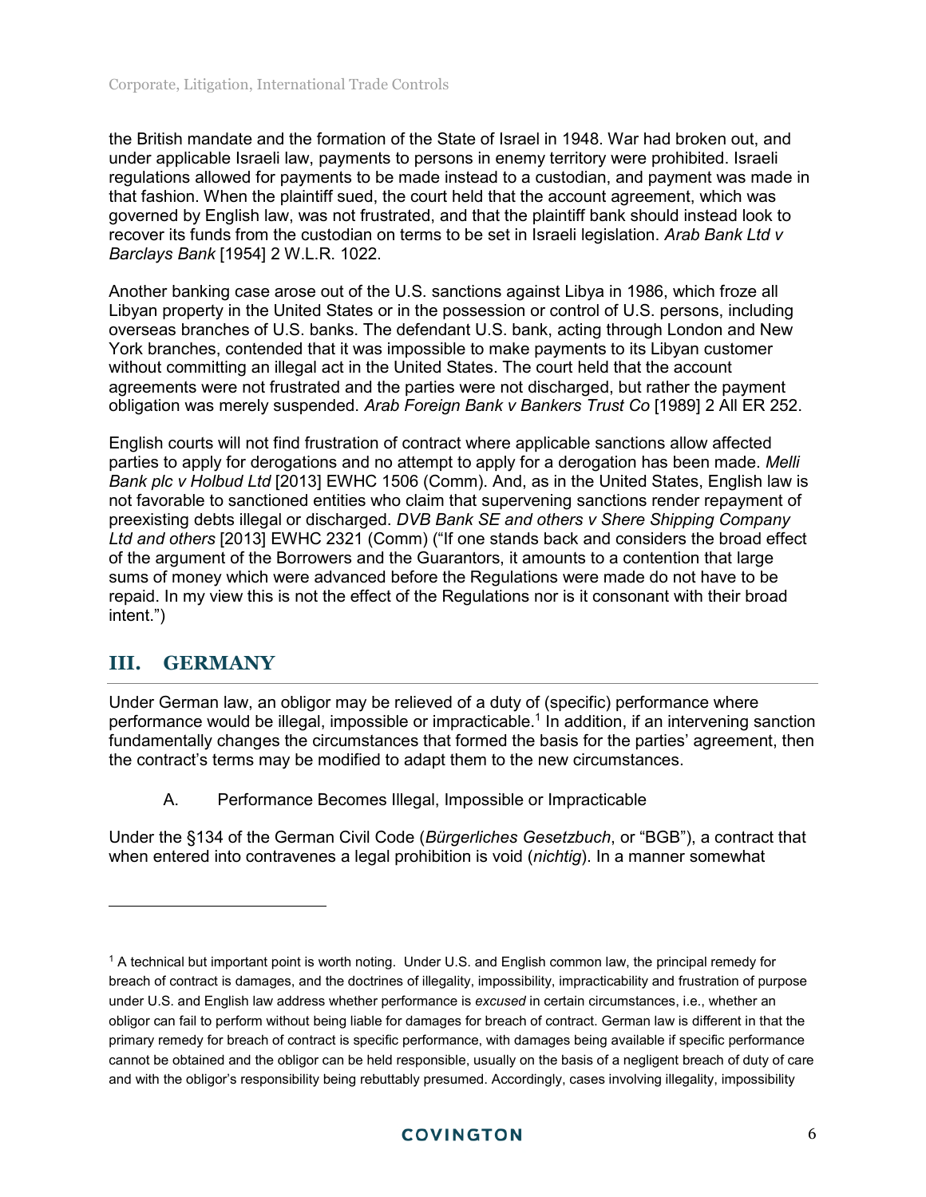the British mandate and the formation of the State of Israel in 1948. War had broken out, and under applicable Israeli law, payments to persons in enemy territory were prohibited. Israeli regulations allowed for payments to be made instead to a custodian, and payment was made in that fashion. When the plaintiff sued, the court held that the account agreement, which was governed by English law, was not frustrated, and that the plaintiff bank should instead look to recover its funds from the custodian on terms to be set in Israeli legislation. *Arab Bank Ltd v Barclays Bank* [1954] 2 W.L.R. 1022.

Another banking case arose out of the U.S. sanctions against Libya in 1986, which froze all Libyan property in the United States or in the possession or control of U.S. persons, including overseas branches of U.S. banks. The defendant U.S. bank, acting through London and New York branches, contended that it was impossible to make payments to its Libyan customer without committing an illegal act in the United States. The court held that the account agreements were not frustrated and the parties were not discharged, but rather the payment obligation was merely suspended. *Arab Foreign Bank v Bankers Trust Co* [1989] 2 All ER 252.

English courts will not find frustration of contract where applicable sanctions allow affected parties to apply for derogations and no attempt to apply for a derogation has been made. *Melli Bank plc v Holbud Ltd* [2013] EWHC 1506 (Comm). And, as in the United States, English law is not favorable to sanctioned entities who claim that supervening sanctions render repayment of preexisting debts illegal or discharged. *DVB Bank SE and others v Shere Shipping Company Ltd and others* [2013] EWHC 2321 (Comm) ("If one stands back and considers the broad effect of the argument of the Borrowers and the Guarantors, it amounts to a contention that large sums of money which were advanced before the Regulations were made do not have to be repaid. In my view this is not the effect of the Regulations nor is it consonant with their broad intent.")

## III. GERMANY

Under German law, an obligor may be relieved of a duty of (specific) performance where performance would be illegal, impossible or impracticable.[1] In addition, if an intervening sanction fundamentally changes the circumstances that formed the basis for the parties' agreement, then the contract's terms may be modified to adapt them to the new circumstances.

### A. Performance Becomes Illegal, Impossible or Impracticable

Under the §134 of the German Civil Code (*Bürgerliches Gesetzbuch*, or "BGB"), a contract that when entered into contravenes a legal prohibition is void (*nichtig*). In a manner somewhat

---

[1] A technical but important point is worth noting. Under U.S. and English common law, the principal remedy for breach of contract is damages, and the doctrines of illegality, impossibility, impracticability and frustration of purpose under U.S. and English law address whether performance is *excused* in certain circumstances, i.e., whether an obligor can fail to perform without being liable for damages for breach of contract. German law is different in that the primary remedy for breach of contract is specific performance, with damages being available if specific performance cannot be obtained and the obligor can be held responsible, usually on the basis of a negligent breach of duty of care and with the obligor's responsibility being rebuttably presumed. Accordingly, cases involving illegality, impossibility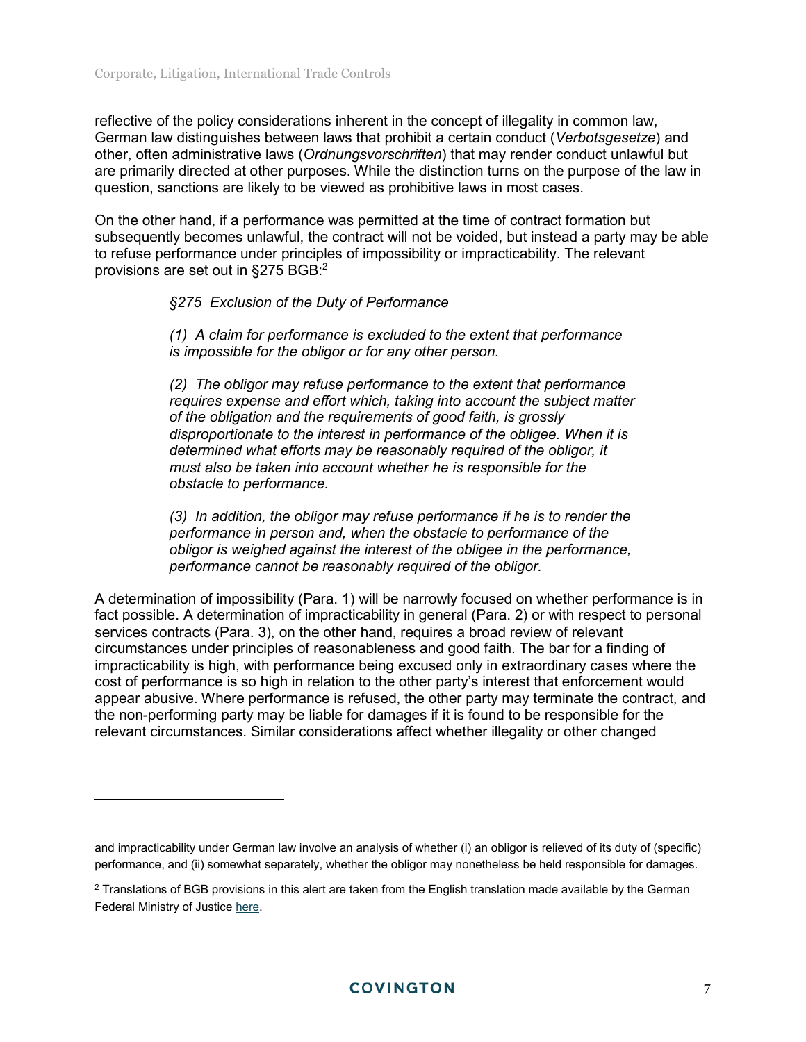reflective of the policy considerations inherent in the concept of illegality in common law, German law distinguishes between laws that prohibit a certain conduct (*Verbotsgesetze*) and other, often administrative laws (*Ordnungsvorschriften*) that may render conduct unlawful but are primarily directed at other purposes. While the distinction turns on the purpose of the law in question, sanctions are likely to be viewed as prohibitive laws in most cases.

On the other hand, if a performance was permitted at the time of contract formation but subsequently becomes unlawful, the contract will not be voided, but instead a party may be able to refuse performance under principles of impossibility or impracticability. The relevant provisions are set out in §275 BGB:[2]

> *§275 Exclusion of the Duty of Performance*
>
> *(1) A claim for performance is excluded to the extent that performance is impossible for the obligor or for any other person.*
>
> *(2) The obligor may refuse performance to the extent that performance requires expense and effort which, taking into account the subject matter of the obligation and the requirements of good faith, is grossly disproportionate to the interest in performance of the obligee. When it is determined what efforts may be reasonably required of the obligor, it must also be taken into account whether he is responsible for the obstacle to performance.*
>
> *(3) In addition, the obligor may refuse performance if he is to render the performance in person and, when the obstacle to performance of the obligor is weighed against the interest of the obligee in the performance, performance cannot be reasonably required of the obligor.*

A determination of impossibility (Para. 1) will be narrowly focused on whether performance is in fact possible. A determination of impracticability in general (Para. 2) or with respect to personal services contracts (Para. 3), on the other hand, requires a broad review of relevant circumstances under principles of reasonableness and good faith. The bar for a finding of impracticability is high, with performance being excused only in extraordinary cases where the cost of performance is so high in relation to the other party's interest that enforcement would appear abusive. Where performance is refused, the other party may terminate the contract, and the non-performing party may be liable for damages if it is found to be responsible for the relevant circumstances. Similar considerations affect whether illegality or other changed

---

and impracticability under German law involve an analysis of whether (i) an obligor is relieved of its duty of (specific) performance, and (ii) somewhat separately, whether the obligor may nonetheless be held responsible for damages.

[2] Translations of BGB provisions in this alert are taken from the English translation made available by the German Federal Ministry of Justice [here](here).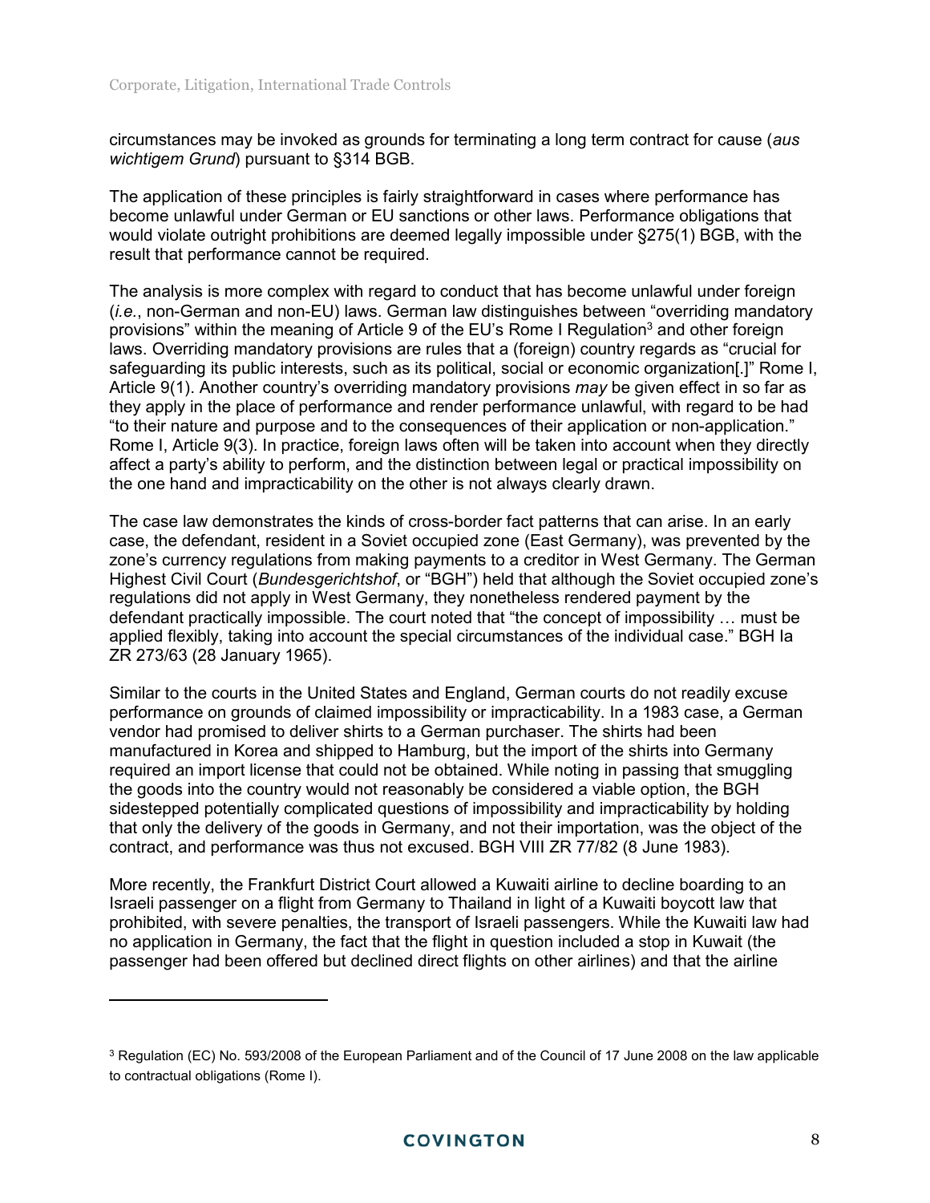circumstances may be invoked as grounds for terminating a long term contract for cause (*aus wichtigem Grund*) pursuant to §314 BGB.

The application of these principles is fairly straightforward in cases where performance has become unlawful under German or EU sanctions or other laws. Performance obligations that would violate outright prohibitions are deemed legally impossible under §275(1) BGB, with the result that performance cannot be required.

The analysis is more complex with regard to conduct that has become unlawful under foreign (*i.e.*, non-German and non-EU) laws. German law distinguishes between "overriding mandatory provisions" within the meaning of Article 9 of the EU's Rome I Regulation[3] and other foreign laws. Overriding mandatory provisions are rules that a (foreign) country regards as "crucial for safeguarding its public interests, such as its political, social or economic organization[.]" Rome I, Article 9(1). Another country's overriding mandatory provisions *may* be given effect in so far as they apply in the place of performance and render performance unlawful, with regard to be had "to their nature and purpose and to the consequences of their application or non-application." Rome I, Article 9(3). In practice, foreign laws often will be taken into account when they directly affect a party's ability to perform, and the distinction between legal or practical impossibility on the one hand and impracticability on the other is not always clearly drawn.

The case law demonstrates the kinds of cross-border fact patterns that can arise. In an early case, the defendant, resident in a Soviet occupied zone (East Germany), was prevented by the zone's currency regulations from making payments to a creditor in West Germany. The German Highest Civil Court (*Bundesgerichtshof*, or "BGH") held that although the Soviet occupied zone's regulations did not apply in West Germany, they nonetheless rendered payment by the defendant practically impossible. The court noted that "the concept of impossibility … must be applied flexibly, taking into account the special circumstances of the individual case." BGH Ia ZR 273/63 (28 January 1965).

Similar to the courts in the United States and England, German courts do not readily excuse performance on grounds of claimed impossibility or impracticability. In a 1983 case, a German vendor had promised to deliver shirts to a German purchaser. The shirts had been manufactured in Korea and shipped to Hamburg, but the import of the shirts into Germany required an import license that could not be obtained. While noting in passing that smuggling the goods into the country would not reasonably be considered a viable option, the BGH sidestepped potentially complicated questions of impossibility and impracticability by holding that only the delivery of the goods in Germany, and not their importation, was the object of the contract, and performance was thus not excused. BGH VIII ZR 77/82 (8 June 1983).

More recently, the Frankfurt District Court allowed a Kuwaiti airline to decline boarding to an Israeli passenger on a flight from Germany to Thailand in light of a Kuwaiti boycott law that prohibited, with severe penalties, the transport of Israeli passengers. While the Kuwaiti law had no application in Germany, the fact that the flight in question included a stop in Kuwait (the passenger had been offered but declined direct flights on other airlines) and that the airline

---

[3] Regulation (EC) No. 593/2008 of the European Parliament and of the Council of 17 June 2008 on the law applicable to contractual obligations (Rome I).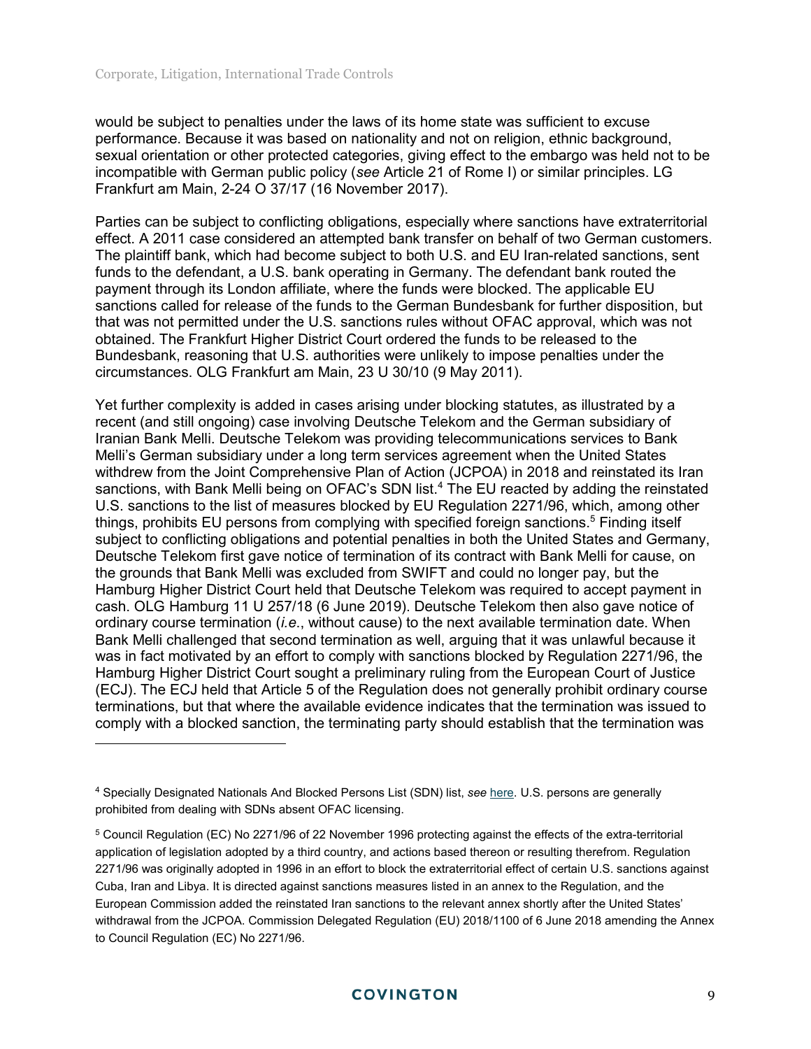would be subject to penalties under the laws of its home state was sufficient to excuse performance. Because it was based on nationality and not on religion, ethnic background, sexual orientation or other protected categories, giving effect to the embargo was held not to be incompatible with German public policy (*see* Article 21 of Rome I) or similar principles. LG Frankfurt am Main, 2-24 O 37/17 (16 November 2017).

Parties can be subject to conflicting obligations, especially where sanctions have extraterritorial effect. A 2011 case considered an attempted bank transfer on behalf of two German customers. The plaintiff bank, which had become subject to both U.S. and EU Iran-related sanctions, sent funds to the defendant, a U.S. bank operating in Germany. The defendant bank routed the payment through its London affiliate, where the funds were blocked. The applicable EU sanctions called for release of the funds to the German Bundesbank for further disposition, but that was not permitted under the U.S. sanctions rules without OFAC approval, which was not obtained. The Frankfurt Higher District Court ordered the funds to be released to the Bundesbank, reasoning that U.S. authorities were unlikely to impose penalties under the circumstances. OLG Frankfurt am Main, 23 U 30/10 (9 May 2011).

Yet further complexity is added in cases arising under blocking statutes, as illustrated by a recent (and still ongoing) case involving Deutsche Telekom and the German subsidiary of Iranian Bank Melli. Deutsche Telekom was providing telecommunications services to Bank Melli's German subsidiary under a long term services agreement when the United States withdrew from the Joint Comprehensive Plan of Action (JCPOA) in 2018 and reinstated its Iran sanctions, with Bank Melli being on OFAC's SDN list.[4] The EU reacted by adding the reinstated U.S. sanctions to the list of measures blocked by EU Regulation 2271/96, which, among other things, prohibits EU persons from complying with specified foreign sanctions.[5] Finding itself subject to conflicting obligations and potential penalties in both the United States and Germany, Deutsche Telekom first gave notice of termination of its contract with Bank Melli for cause, on the grounds that Bank Melli was excluded from SWIFT and could no longer pay, but the Hamburg Higher District Court held that Deutsche Telekom was required to accept payment in cash. OLG Hamburg 11 U 257/18 (6 June 2019). Deutsche Telekom then also gave notice of ordinary course termination (*i.e.*, without cause) to the next available termination date. When Bank Melli challenged that second termination as well, arguing that it was unlawful because it was in fact motivated by an effort to comply with sanctions blocked by Regulation 2271/96, the Hamburg Higher District Court sought a preliminary ruling from the European Court of Justice (ECJ). The ECJ held that Article 5 of the Regulation does not generally prohibit ordinary course terminations, but that where the available evidence indicates that the termination was issued to comply with a blocked sanction, the terminating party should establish that the termination was

---

[4] Specially Designated Nationals And Blocked Persons List (SDN) list, *see* here. U.S. persons are generally prohibited from dealing with SDNs absent OFAC licensing.

[5] Council Regulation (EC) No 2271/96 of 22 November 1996 protecting against the effects of the extra-territorial application of legislation adopted by a third country, and actions based thereon or resulting therefrom. Regulation 2271/96 was originally adopted in 1996 in an effort to block the extraterritorial effect of certain U.S. sanctions against Cuba, Iran and Libya. It is directed against sanctions measures listed in an annex to the Regulation, and the European Commission added the reinstated Iran sanctions to the relevant annex shortly after the United States' withdrawal from the JCPOA. Commission Delegated Regulation (EU) 2018/1100 of 6 June 2018 amending the Annex to Council Regulation (EC) No 2271/96.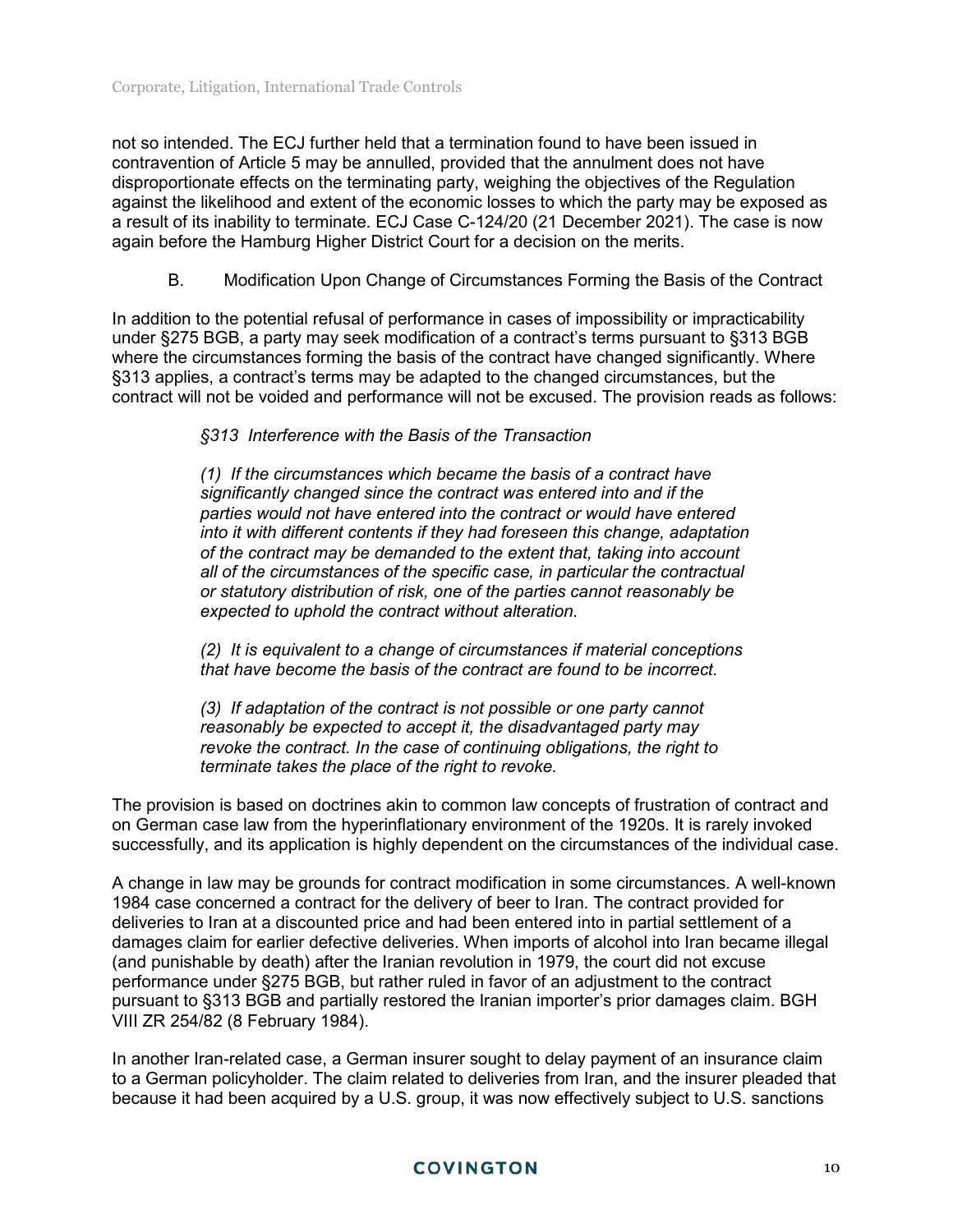not so intended. The ECJ further held that a termination found to have been issued in contravention of Article 5 may be annulled, provided that the annulment does not have disproportionate effects on the terminating party, weighing the objectives of the Regulation against the likelihood and extent of the economic losses to which the party may be exposed as a result of its inability to terminate. ECJ Case C-124/20 (21 December 2021). The case is now again before the Hamburg Higher District Court for a decision on the merits.

### B. Modification Upon Change of Circumstances Forming the Basis of the Contract

In addition to the potential refusal of performance in cases of impossibility or impracticability under §275 BGB, a party may seek modification of a contract's terms pursuant to §313 BGB where the circumstances forming the basis of the contract have changed significantly. Where §313 applies, a contract's terms may be adapted to the changed circumstances, but the contract will not be voided and performance will not be excused. The provision reads as follows:

> *§313 Interference with the Basis of the Transaction*
>
> *(1) If the circumstances which became the basis of a contract have significantly changed since the contract was entered into and if the parties would not have entered into the contract or would have entered into it with different contents if they had foreseen this change, adaptation of the contract may be demanded to the extent that, taking into account all of the circumstances of the specific case, in particular the contractual or statutory distribution of risk, one of the parties cannot reasonably be expected to uphold the contract without alteration.*
>
> *(2) It is equivalent to a change of circumstances if material conceptions that have become the basis of the contract are found to be incorrect.*
>
> *(3) If adaptation of the contract is not possible or one party cannot reasonably be expected to accept it, the disadvantaged party may revoke the contract. In the case of continuing obligations, the right to terminate takes the place of the right to revoke.*

The provision is based on doctrines akin to common law concepts of frustration of contract and on German case law from the hyperinflationary environment of the 1920s. It is rarely invoked successfully, and its application is highly dependent on the circumstances of the individual case.

A change in law may be grounds for contract modification in some circumstances. A well-known 1984 case concerned a contract for the delivery of beer to Iran. The contract provided for deliveries to Iran at a discounted price and had been entered into in partial settlement of a damages claim for earlier defective deliveries. When imports of alcohol into Iran became illegal (and punishable by death) after the Iranian revolution in 1979, the court did not excuse performance under §275 BGB, but rather ruled in favor of an adjustment to the contract pursuant to §313 BGB and partially restored the Iranian importer's prior damages claim. BGH VIII ZR 254/82 (8 February 1984).

In another Iran-related case, a German insurer sought to delay payment of an insurance claim to a German policyholder. The claim related to deliveries from Iran, and the insurer pleaded that because it had been acquired by a U.S. group, it was now effectively subject to U.S. sanctions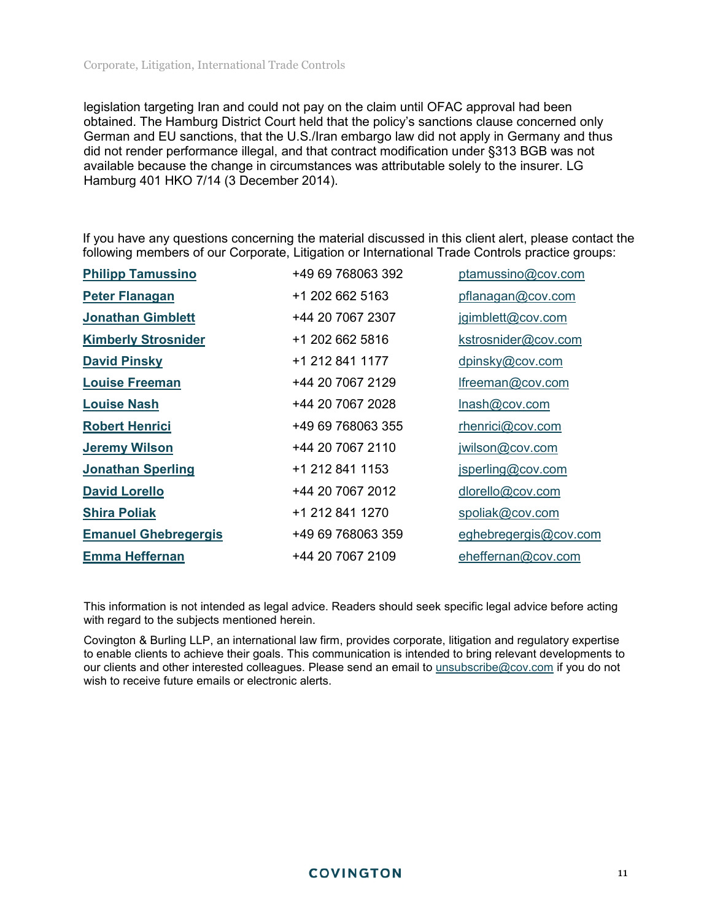legislation targeting Iran and could not pay on the claim until OFAC approval had been obtained. The Hamburg District Court held that the policy's sanctions clause concerned only German and EU sanctions, that the U.S./Iran embargo law did not apply in Germany and thus did not render performance illegal, and that contract modification under §313 BGB was not available because the change in circumstances was attributable solely to the insurer. LG Hamburg 401 HKO 7/14 (3 December 2014).

If you have any questions concerning the material discussed in this client alert, please contact the following members of our Corporate, Litigation or International Trade Controls practice groups:

| | | |
|---|---|---|
| **Philipp Tamussino** | +49 69 768063 392 | ptamussino@cov.com |
| **Peter Flanagan** | +1 202 662 5163 | pflanagan@cov.com |
| **Jonathan Gimblett** | +44 20 7067 2307 | jgimblett@cov.com |
| **Kimberly Strosnider** | +1 202 662 5816 | kstrosnider@cov.com |
| **David Pinsky** | +1 212 841 1177 | dpinsky@cov.com |
| **Louise Freeman** | +44 20 7067 2129 | lfreeman@cov.com |
| **Louise Nash** | +44 20 7067 2028 | lnash@cov.com |
| **Robert Henrici** | +49 69 768063 355 | rhenrici@cov.com |
| **Jeremy Wilson** | +44 20 7067 2110 | jwilson@cov.com |
| **Jonathan Sperling** | +1 212 841 1153 | jsperling@cov.com |
| **David Lorello** | +44 20 7067 2012 | dlorello@cov.com |
| **Shira Poliak** | +1 212 841 1270 | spoliak@cov.com |
| **Emanuel Ghebregergis** | +49 69 768063 359 | eghebregergis@cov.com |
| **Emma Heffernan** | +44 20 7067 2109 | eheffernan@cov.com |

This information is not intended as legal advice. Readers should seek specific legal advice before acting with regard to the subjects mentioned herein.

Covington & Burling LLP, an international law firm, provides corporate, litigation and regulatory expertise to enable clients to achieve their goals. This communication is intended to bring relevant developments to our clients and other interested colleagues. Please send an email to unsubscribe@cov.com if you do not wish to receive future emails or electronic alerts.